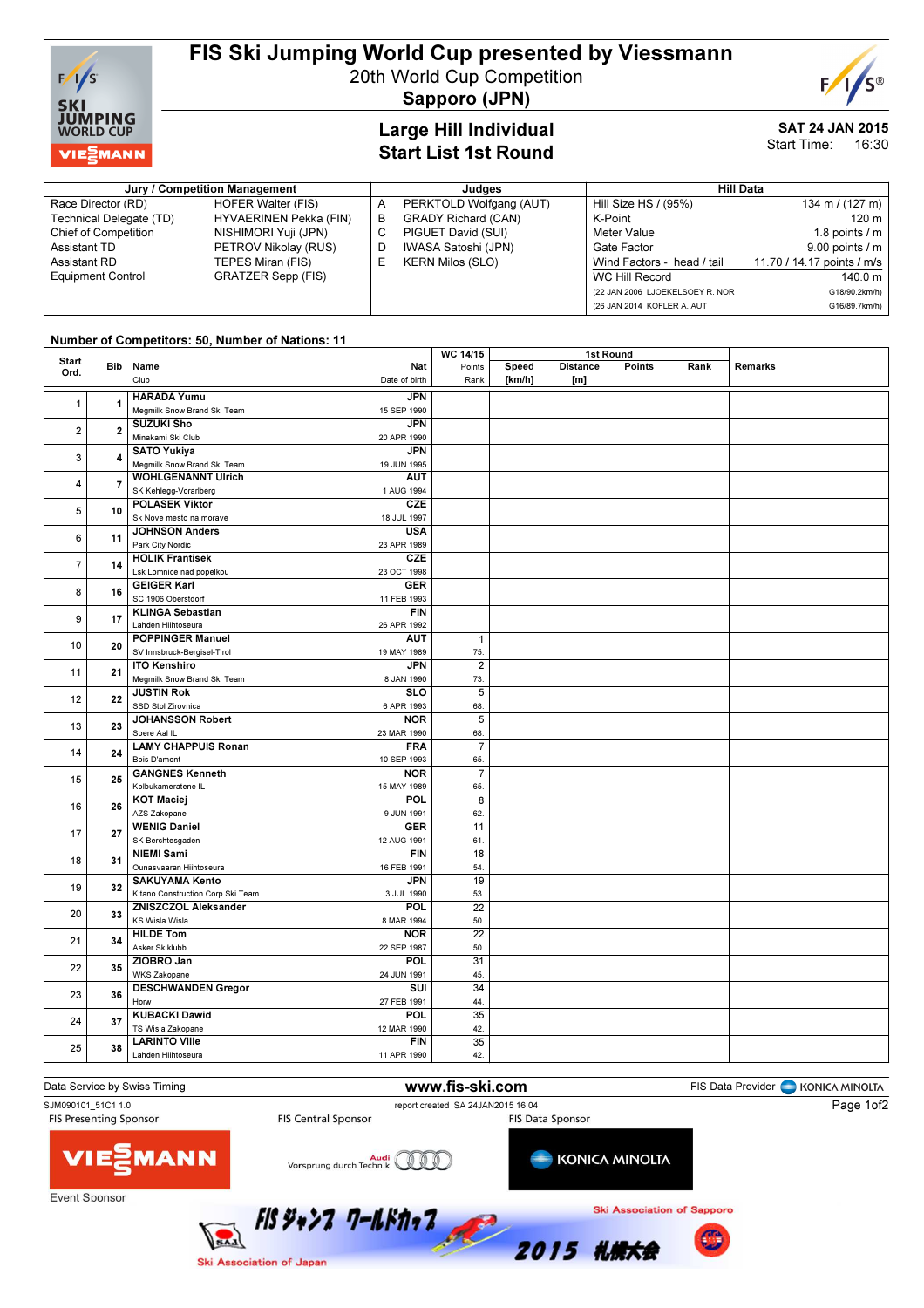# FIS Ski Jumping World Cup presented by Viessmann

20th World Cup Competition

**Sapporo (JPN)**

## Large Hill Individual
## Start List 1st Round

**SAT 24 JAN 2015**
Start Time: 16:30

| Jury / Competition Management | | Judges | | Hill Data | |
|---|---|---|---|---|---|
| Race Director (RD) | HOFER Walter (FIS) | A | PERKTOLD Wolfgang (AUT) | Hill Size HS / (95%) | 134 m / (127 m) |
| Technical Delegate (TD) | HYVAERINEN Pekka (FIN) | B | GRADY Richard (CAN) | K-Point | 120 m |
| Chief of Competition | NISHIMORI Yuji (JPN) | C | PIGUET David (SUI) | Meter Value | 1.8 points / m |
| Assistant TD | PETROV Nikolay (RUS) | D | IWASA Satoshi (JPN) | Gate Factor | 9.00 points / m |
| Assistant RD | TEPES Miran (FIS) | E | KERN Milos (SLO) | Wind Factors - head / tail | 11.70 / 14.17 points / m/s |
| Equipment Control | GRATZER Sepp (FIS) | | | WC Hill Record | 140.0 m |
| | | | | (22 JAN 2006 LJOEKELSOEY R. NOR | G18/90.2km/h) |
| | | | | (26 JAN 2014 KOFLER A. AUT | G16/89.7km/h) |

**Number of Competitors: 50, Number of Nations: 11**

| Start Ord. | Bib | Name / Club | Nat / Date of birth | WC 14/15 Rank | WC 14/15 Points | 1st Round Speed [km/h] | 1st Round Distance [m] | 1st Round Points | 1st Round Rank | Remarks |
|---|---|---|---|---|---|---|---|---|---|---|
| 1 | 1 | **HARADA Yumu** Megmilk Snow Brand Ski Team | **JPN** 15 SEP 1990 | | | | | | | |
| 2 | 2 | **SUZUKI Sho** Minakami Ski Club | **JPN** 20 APR 1990 | | | | | | | |
| 3 | 4 | **SATO Yukiya** Megmilk Snow Brand Ski Team | **JPN** 19 JUN 1995 | | | | | | | |
| 4 | 7 | **WOHLGENANNT Ulrich** SK Kehlegg-Vorarlberg | **AUT** 1 AUG 1994 | | | | | | | |
| 5 | 10 | **POLASEK Viktor** Sk Nove mesto na morave | **CZE** 18 JUL 1997 | | | | | | | |
| 6 | 11 | **JOHNSON Anders** Park City Nordic | **USA** 23 APR 1989 | | | | | | | |
| 7 | 14 | **HOLIK Frantisek** Lsk Lomnice nad popelkou | **CZE** 23 OCT 1998 | | | | | | | |
| 8 | 16 | **GEIGER Karl** SC 1906 Oberstdorf | **GER** 11 FEB 1993 | | | | | | | |
| 9 | 17 | **KLINGA Sebastian** Lahden Hiihtoseura | **FIN** 26 APR 1992 | | | | | | | |
| 10 | 20 | **POPPINGER Manuel** SV Innsbruck-Bergisel-Tirol | **AUT** 19 MAY 1989 | 75. | 1 | | | | | |
| 11 | 21 | **ITO Kenshiro** Megmilk Snow Brand Ski Team | **JPN** 8 JAN 1990 | 73. | 2 | | | | | |
| 12 | 22 | **JUSTIN Rok** SSD Stol Zirovnica | **SLO** 6 APR 1993 | 68. | 5 | | | | | |
| 13 | 23 | **JOHANSSON Robert** Soere Aal IL | **NOR** 23 MAR 1990 | 68. | 5 | | | | | |
| 14 | 24 | **LAMY CHAPPUIS Ronan** Bois D'amont | **FRA** 10 SEP 1993 | 65. | 7 | | | | | |
| 15 | 25 | **GANGNES Kenneth** Kolbukameratene IL | **NOR** 15 MAY 1989 | 65. | 7 | | | | | |
| 16 | 26 | **KOT Maciej** AZS Zakopane | **POL** 9 JUN 1991 | 62. | 8 | | | | | |
| 17 | 27 | **WENIG Daniel** SK Berchtesgaden | **GER** 12 AUG 1991 | 61. | 11 | | | | | |
| 18 | 31 | **NIEMI Sami** Ounasvaaran Hiihtoseura | **FIN** 16 FEB 1991 | 54. | 18 | | | | | |
| 19 | 32 | **SAKUYAMA Kento** Kitano Construction Corp.Ski Team | **JPN** 3 JUL 1990 | 53. | 19 | | | | | |
| 20 | 33 | **ZNISZCZOL Aleksander** KS Wisla Wisla | **POL** 8 MAR 1994 | 50. | 22 | | | | | |
| 21 | 34 | **HILDE Tom** Asker Skiklubb | **NOR** 22 SEP 1987 | 50. | 22 | | | | | |
| 22 | 35 | **ZIOBRO Jan** WKS Zakopane | **POL** 24 JUN 1991 | 45. | 31 | | | | | |
| 23 | 36 | **DESCHWANDEN Gregor** Horw | **SUI** 27 FEB 1991 | 44. | 34 | | | | | |
| 24 | 37 | **KUBACKI Dawid** TS Wisla Zakopane | **POL** 12 MAR 1990 | 42. | 35 | | | | | |
| 25 | 38 | **LARINTO Ville** Lahden Hiihtoseura | **FIN** 11 APR 1990 | 42. | 35 | | | | | |

Data Service by Swiss Timing — www.fis-ski.com — FIS Data Provider KONICA MINOLTA

SJM090101_51C1 1.0 — report created SA 24JAN2015 16:04

FIS Presenting Sponsor: VIESSMANN — FIS Central Sponsor: Audi Vorsprung durch Technik — FIS Data Sponsor: KONICA MINOLTA

Event Sponsor: Ski Association of Japan — FISジャンプワールドカップ 2015 札幌大会 — Ski Association of Sapporo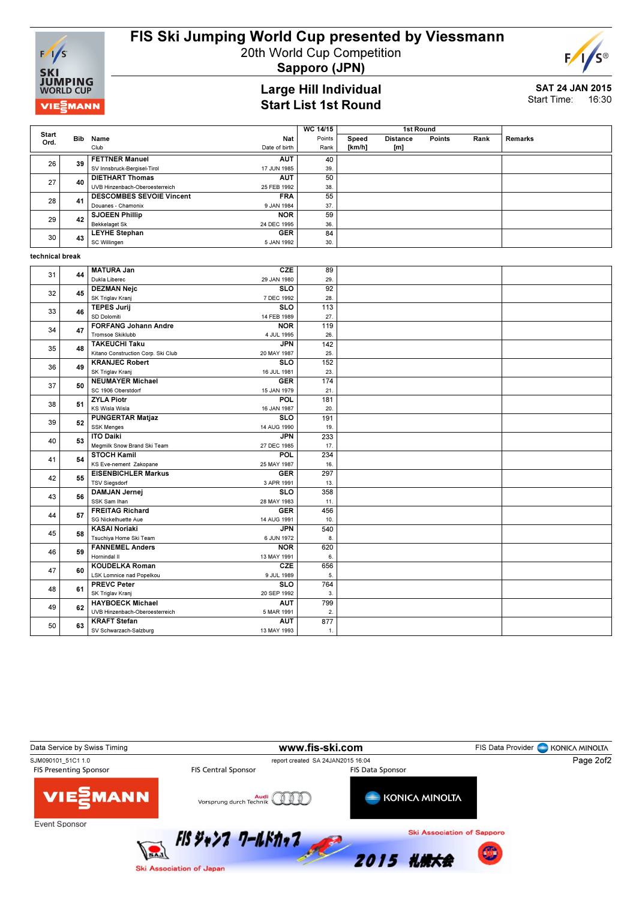# FIS Ski Jumping World Cup presented by Viessmann

20th World Cup Competition

**Sapporo (JPN)**

## Large Hill Individual
## Start List 1st Round

**SAT 24 JAN 2015**
Start Time: 16:30

| Start Ord. | Bib | Name / Club | Nat / Date of birth | WC 14/15 Points | WC 14/15 Rank | Speed [km/h] | Distance [m] | Points | Rank | Remarks |
|---|---|---|---|---|---|---|---|---|---|---|
| 26 | 39 | **FETTNER Manuel** SV Innsbruck-Bergisel-Tirol | AUT 17 JUN 1985 | 40 | 39. | | | | | |
| 27 | 40 | **DIETHART Thomas** UVB Hinzenbach-Oberoesterreich | AUT 25 FEB 1992 | 50 | 38. | | | | | |
| 28 | 41 | **DESCOMBES SEVOIE Vincent** Douanes - Chamonix | FRA 9 JAN 1984 | 55 | 37. | | | | | |
| 29 | 42 | **SJOEEN Phillip** Bekkelaget Sk | NOR 24 DEC 1995 | 59 | 36. | | | | | |
| 30 | 43 | **LEYHE Stephan** SC Willingen | GER 5 JAN 1992 | 84 | 30. | | | | | |
| technical break | | | | | | | | | | |
| 31 | 44 | **MATURA Jan** Dukla Liberec | CZE 29 JAN 1980 | 89 | 29. | | | | | |
| 32 | 45 | **DEZMAN Nejc** SK Triglav Kranj | SLO 7 DEC 1992 | 92 | 28. | | | | | |
| 33 | 46 | **TEPES Jurij** SD Dolomiti | SLO 14 FEB 1989 | 113 | 27. | | | | | |
| 34 | 47 | **FORFANG Johann Andre** Tromsoe Skiklubb | NOR 4 JUL 1995 | 119 | 26. | | | | | |
| 35 | 48 | **TAKEUCHI Taku** Kitano Construction Corp. Ski Club | JPN 20 MAY 1987 | 142 | 25. | | | | | |
| 36 | 49 | **KRANJEC Robert** SK Triglav Kranj | SLO 16 JUL 1981 | 152 | 23. | | | | | |
| 37 | 50 | **NEUMAYER Michael** SC 1906 Oberstdorf | GER 15 JAN 1979 | 174 | 21. | | | | | |
| 38 | 51 | **ZYLA Piotr** KS Wisla Wisla | POL 16 JAN 1987 | 181 | 20. | | | | | |
| 39 | 52 | **PUNGERTAR Matjaz** SSK Menges | SLO 14 AUG 1990 | 191 | 19. | | | | | |
| 40 | 53 | **ITO Daiki** Megmilk Snow Brand Ski Team | JPN 27 DEC 1985 | 233 | 17. | | | | | |
| 41 | 54 | **STOCH Kamil** KS Eve-nement Zakopane | POL 25 MAY 1987 | 234 | 16. | | | | | |
| 42 | 55 | **EISENBICHLER Markus** TSV Siegsdorf | GER 3 APR 1991 | 297 | 13. | | | | | |
| 43 | 56 | **DAMJAN Jernej** SSK Sam Ihan | SLO 28 MAY 1983 | 358 | 11. | | | | | |
| 44 | 57 | **FREITAG Richard** SG Nickelhuette Aue | GER 14 AUG 1991 | 456 | 10. | | | | | |
| 45 | 58 | **KASAI Noriaki** Tsuchiya Home Ski Team | JPN 6 JUN 1972 | 540 | 8. | | | | | |
| 46 | 59 | **FANNEMEL Anders** Hornindal Il | NOR 13 MAY 1991 | 620 | 6. | | | | | |
| 47 | 60 | **KOUDELKA Roman** LSK Lomnice nad Popelkou | CZE 9 JUL 1989 | 656 | 5. | | | | | |
| 48 | 61 | **PREVC Peter** SK Triglav Kranj | SLO 20 SEP 1992 | 764 | 3. | | | | | |
| 49 | 62 | **HAYBOECK Michael** UVB Hinzenbach-Oberoesterreich | AUT 5 MAR 1991 | 799 | 2. | | | | | |
| 50 | 63 | **KRAFT Stefan** SV Schwarzach-Salzburg | AUT 13 MAY 1993 | 877 | 1. | | | | | |

Data Service by Swiss Timing — www.fis-ski.com — FIS Data Provider KONICA MINOLTA

SJM090101_51C1 1.0 — report created SA 24JAN2015 16:04

FIS Presenting Sponsor: VIESSMANN — FIS Central Sponsor: Audi Vorsprung durch Technik — FIS Data Sponsor: KONICA MINOLTA

Event Sponsor

FIS ジャンプ ワールドカップ 2015 札幌大会 — Ski Association of Japan — Ski Association of Sapporo